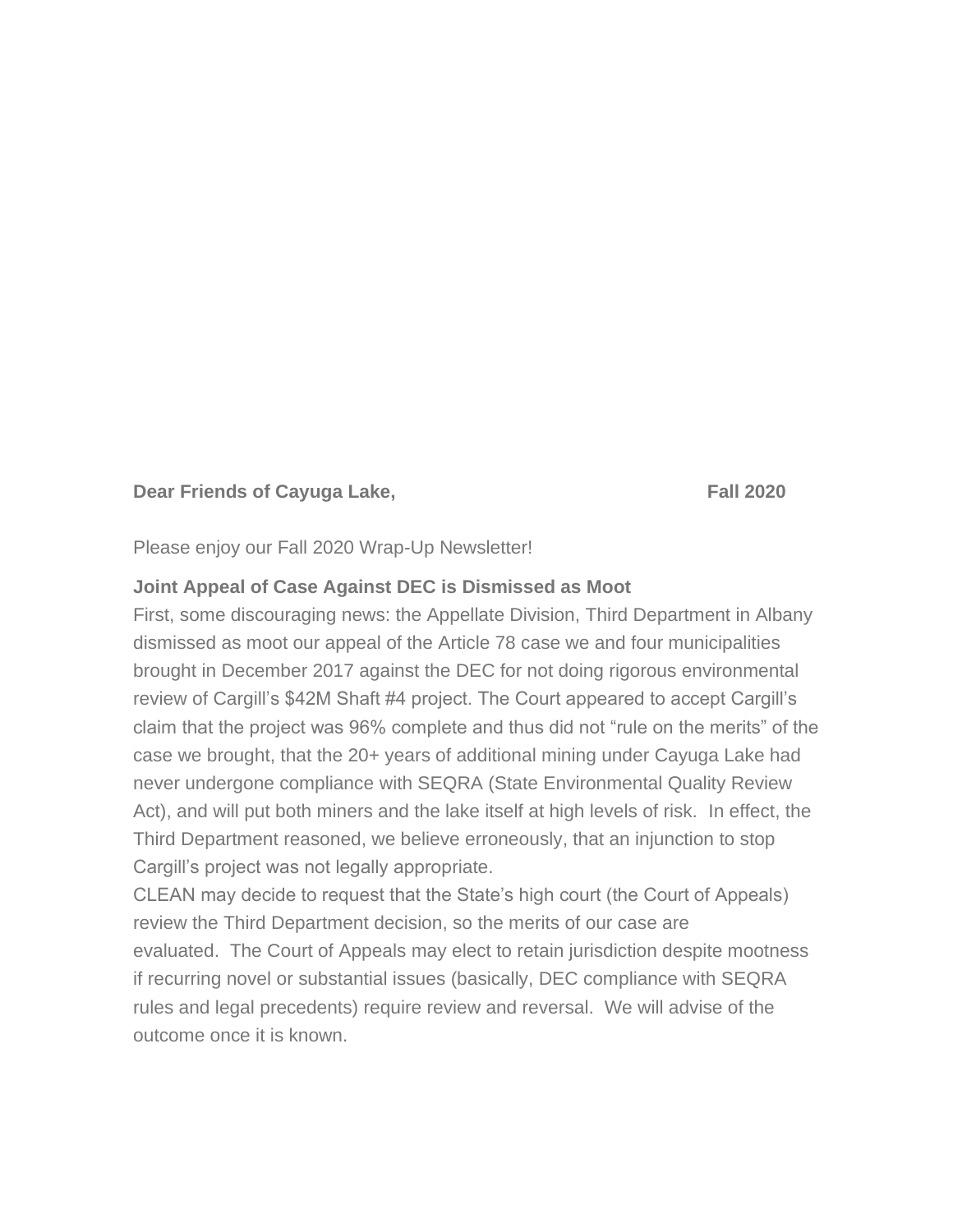**Dear Friends of Cayuga Lake,** **Fall 2020**

Please enjoy our Fall 2020 Wrap-Up Newsletter!

**Joint Appeal of Case Against DEC is Dismissed as Moot**

First, some discouraging news: the Appellate Division, Third Department in Albany dismissed as moot our appeal of the Article 78 case we and four municipalities brought in December 2017 against the DEC for not doing rigorous environmental review of Cargill's $42M Shaft #4 project. The Court appeared to accept Cargill's claim that the project was 96% complete and thus did not "rule on the merits" of the case we brought, that the 20+ years of additional mining under Cayuga Lake had never undergone compliance with SEQRA (State Environmental Quality Review Act), and will put both miners and the lake itself at high levels of risk. In effect, the Third Department reasoned, we believe erroneously, that an injunction to stop Cargill's project was not legally appropriate.

CLEAN may decide to request that the State's high court (the Court of Appeals) review the Third Department decision, so the merits of our case are evaluated. The Court of Appeals may elect to retain jurisdiction despite mootness if recurring novel or substantial issues (basically, DEC compliance with SEQRA rules and legal precedents) require review and reversal. We will advise of the outcome once it is known.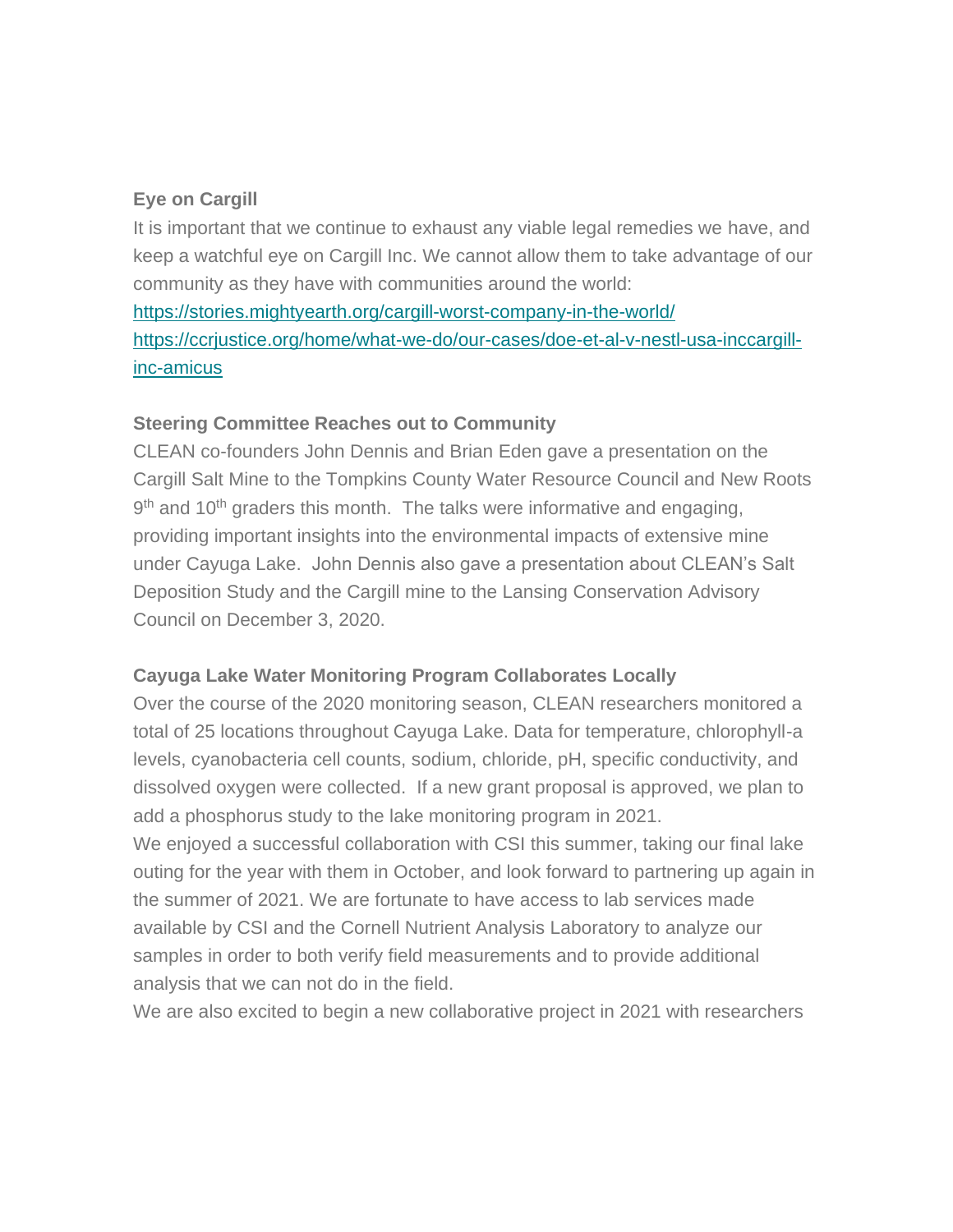**Eye on Cargill**

It is important that we continue to exhaust any viable legal remedies we have, and keep a watchful eye on Cargill Inc. We cannot allow them to take advantage of our community as they have with communities around the world:

https://stories.mightyearth.org/cargill-worst-company-in-the-world/

https://ccrjustice.org/home/what-we-do/our-cases/doe-et-al-v-nestl-usa-inccargill-inc-amicus

**Steering Committee Reaches out to Community**

CLEAN co-founders John Dennis and Brian Eden gave a presentation on the Cargill Salt Mine to the Tompkins County Water Resource Council and New Roots 9th and 10th graders this month. The talks were informative and engaging, providing important insights into the environmental impacts of extensive mine under Cayuga Lake. John Dennis also gave a presentation about CLEAN's Salt Deposition Study and the Cargill mine to the Lansing Conservation Advisory Council on December 3, 2020.

**Cayuga Lake Water Monitoring Program Collaborates Locally**

Over the course of the 2020 monitoring season, CLEAN researchers monitored a total of 25 locations throughout Cayuga Lake. Data for temperature, chlorophyll-a levels, cyanobacteria cell counts, sodium, chloride, pH, specific conductivity, and dissolved oxygen were collected. If a new grant proposal is approved, we plan to add a phosphorus study to the lake monitoring program in 2021.

We enjoyed a successful collaboration with CSI this summer, taking our final lake outing for the year with them in October, and look forward to partnering up again in the summer of 2021. We are fortunate to have access to lab services made available by CSI and the Cornell Nutrient Analysis Laboratory to analyze our samples in order to both verify field measurements and to provide additional analysis that we can not do in the field.

We are also excited to begin a new collaborative project in 2021 with researchers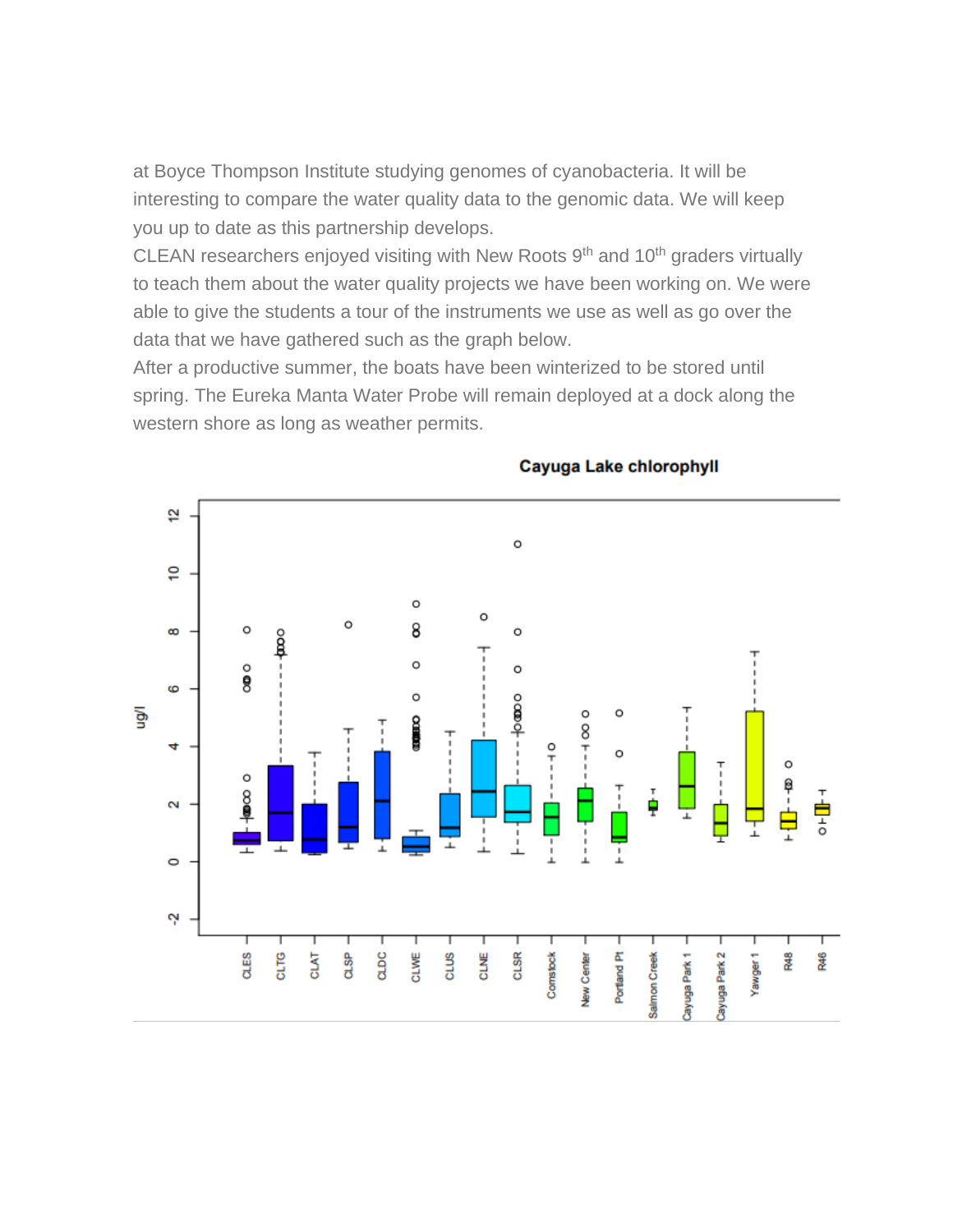at Boyce Thompson Institute studying genomes of cyanobacteria. It will be interesting to compare the water quality data to the genomic data. We will keep you up to date as this partnership develops.

CLEAN researchers enjoyed visiting with New Roots 9th and 10th graders virtually to teach them about the water quality projects we have been working on. We were able to give the students a tour of the instruments we use as well as go over the data that we have gathered such as the graph below.

After a productive summer, the boats have been winterized to be stored until spring. The Eureka Manta Water Probe will remain deployed at a dock along the western shore as long as weather permits.

**Cayuga Lake chlorophyll**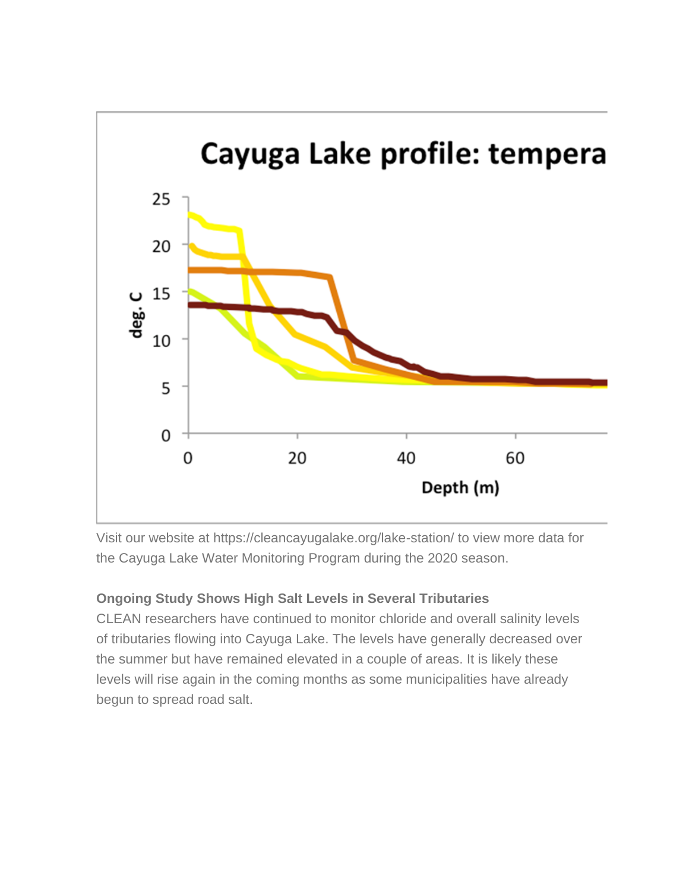Visit our website at https://cleancayugalake.org/lake-station/ to view more data for the Cayuga Lake Water Monitoring Program during the 2020 season.

**Ongoing Study Shows High Salt Levels in Several Tributaries**

CLEAN researchers have continued to monitor chloride and overall salinity levels of tributaries flowing into Cayuga Lake. The levels have generally decreased over the summer but have remained elevated in a couple of areas. It is likely these levels will rise again in the coming months as some municipalities have already begun to spread road salt.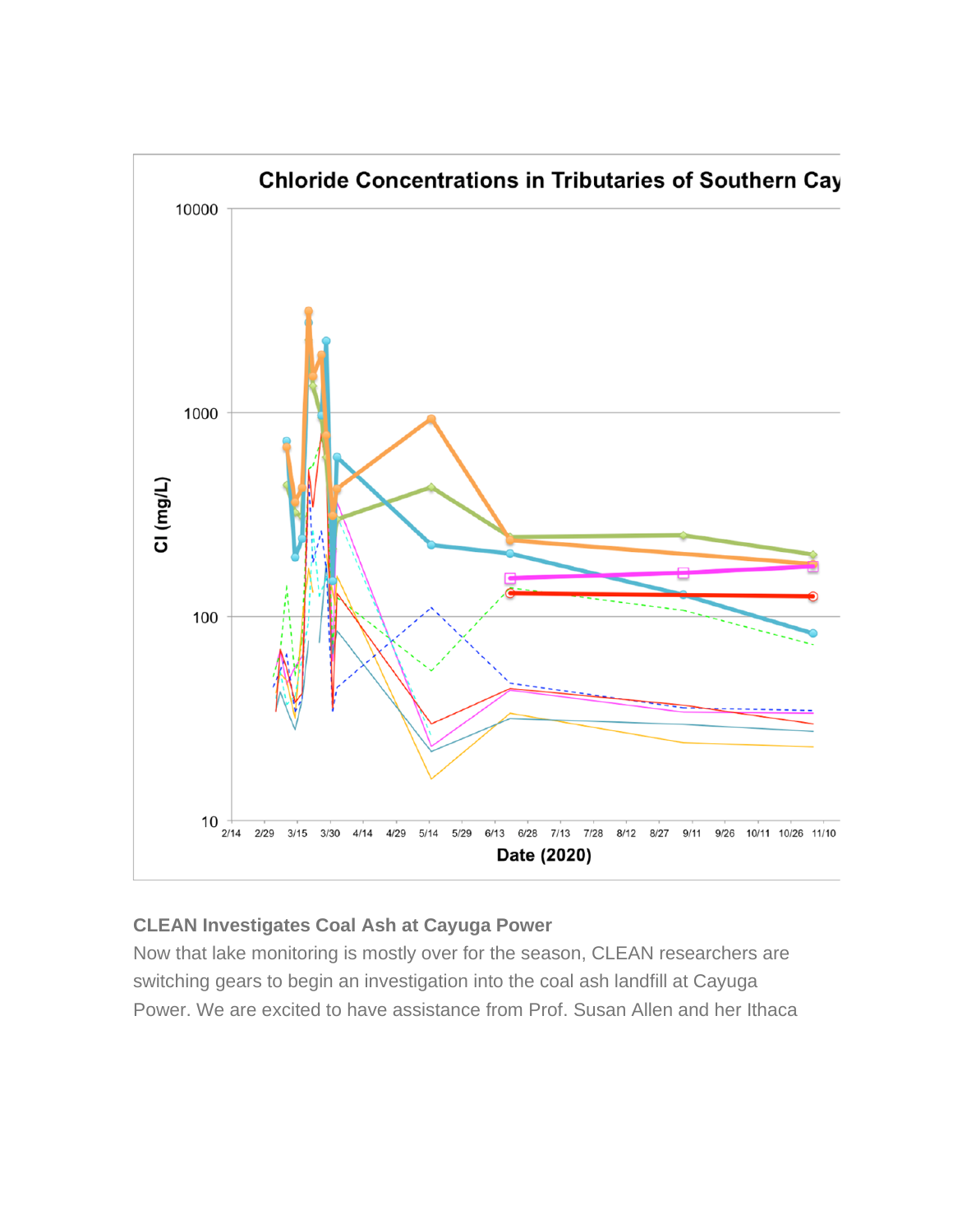**CLEAN Investigates Coal Ash at Cayuga Power**

Now that lake monitoring is mostly over for the season, CLEAN researchers are switching gears to begin an investigation into the coal ash landfill at Cayuga Power. We are excited to have assistance from Prof. Susan Allen and her Ithaca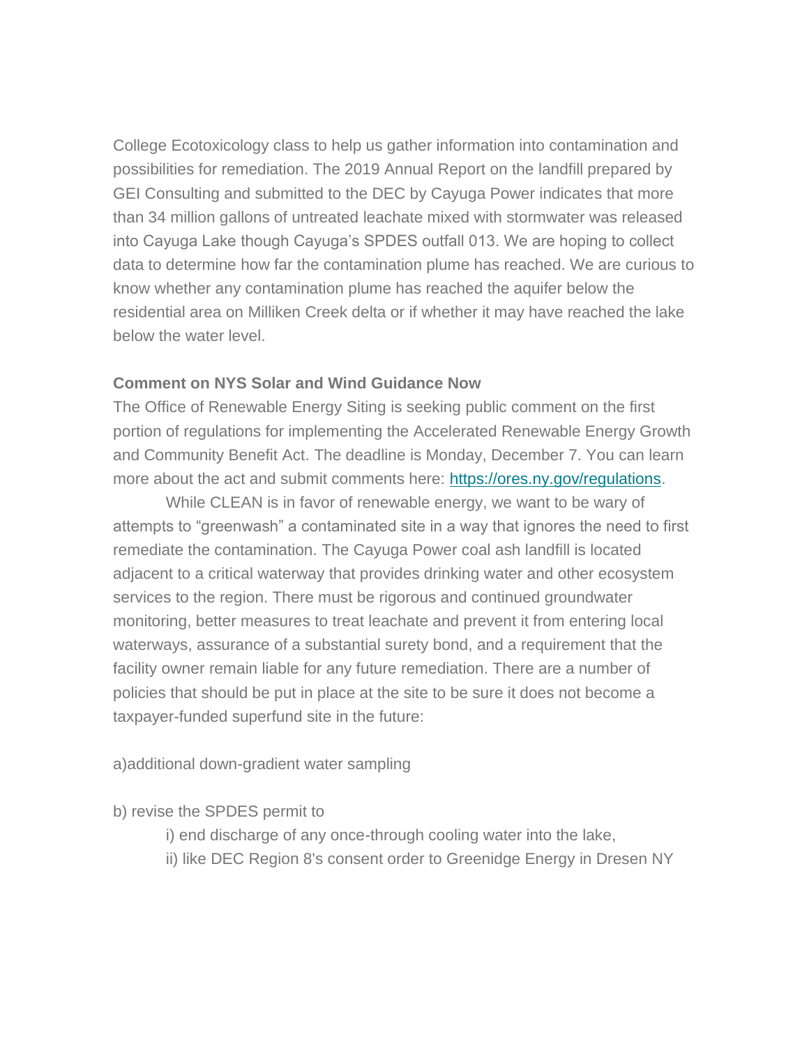College Ecotoxicology class to help us gather information into contamination and possibilities for remediation. The 2019 Annual Report on the landfill prepared by GEI Consulting and submitted to the DEC by Cayuga Power indicates that more than 34 million gallons of untreated leachate mixed with stormwater was released into Cayuga Lake though Cayuga's SPDES outfall 013. We are hoping to collect data to determine how far the contamination plume has reached. We are curious to know whether any contamination plume has reached the aquifer below the residential area on Milliken Creek delta or if whether it may have reached the lake below the water level.

**Comment on NYS Solar and Wind Guidance Now**

The Office of Renewable Energy Siting is seeking public comment on the first portion of regulations for implementing the Accelerated Renewable Energy Growth and Community Benefit Act. The deadline is Monday, December 7. You can learn more about the act and submit comments here: [https://ores.ny.gov/regulations](https://ores.ny.gov/regulations).

While CLEAN is in favor of renewable energy, we want to be wary of attempts to "greenwash" a contaminated site in a way that ignores the need to first remediate the contamination. The Cayuga Power coal ash landfill is located adjacent to a critical waterway that provides drinking water and other ecosystem services to the region. There must be rigorous and continued groundwater monitoring, better measures to treat leachate and prevent it from entering local waterways, assurance of a substantial surety bond, and a requirement that the facility owner remain liable for any future remediation. There are a number of policies that should be put in place at the site to be sure it does not become a taxpayer-funded superfund site in the future:

a)additional down-gradient water sampling

b) revise the SPDES permit to

i) end discharge of any once-through cooling water into the lake,

ii) like DEC Region 8's consent order to Greenidge Energy in Dresen NY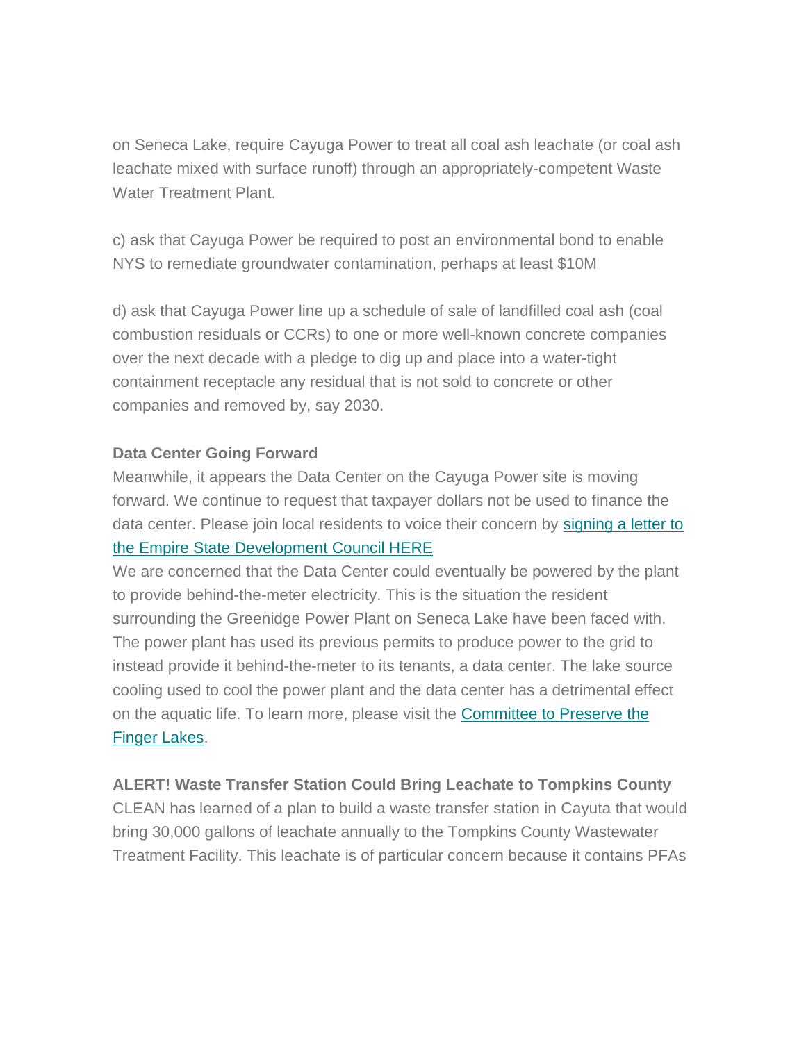on Seneca Lake, require Cayuga Power to treat all coal ash leachate (or coal ash leachate mixed with surface runoff) through an appropriately-competent Waste Water Treatment Plant.

c) ask that Cayuga Power be required to post an environmental bond to enable NYS to remediate groundwater contamination, perhaps at least $10M

d) ask that Cayuga Power line up a schedule of sale of landfilled coal ash (coal combustion residuals or CCRs) to one or more well-known concrete companies over the next decade with a pledge to dig up and place into a water-tight containment receptacle any residual that is not sold to concrete or other companies and removed by, say 2030.

**Data Center Going Forward**

Meanwhile, it appears the Data Center on the Cayuga Power site is moving forward. We continue to request that taxpayer dollars not be used to finance the data center. Please join local residents to voice their concern by signing a letter to the Empire State Development Council HERE

We are concerned that the Data Center could eventually be powered by the plant to provide behind-the-meter electricity. This is the situation the resident surrounding the Greenidge Power Plant on Seneca Lake have been faced with. The power plant has used its previous permits to produce power to the grid to instead provide it behind-the-meter to its tenants, a data center. The lake source cooling used to cool the power plant and the data center has a detrimental effect on the aquatic life. To learn more, please visit the Committee to Preserve the Finger Lakes.

**ALERT! Waste Transfer Station Could Bring Leachate to Tompkins County**

CLEAN has learned of a plan to build a waste transfer station in Cayuta that would bring 30,000 gallons of leachate annually to the Tompkins County Wastewater Treatment Facility. This leachate is of particular concern because it contains PFAs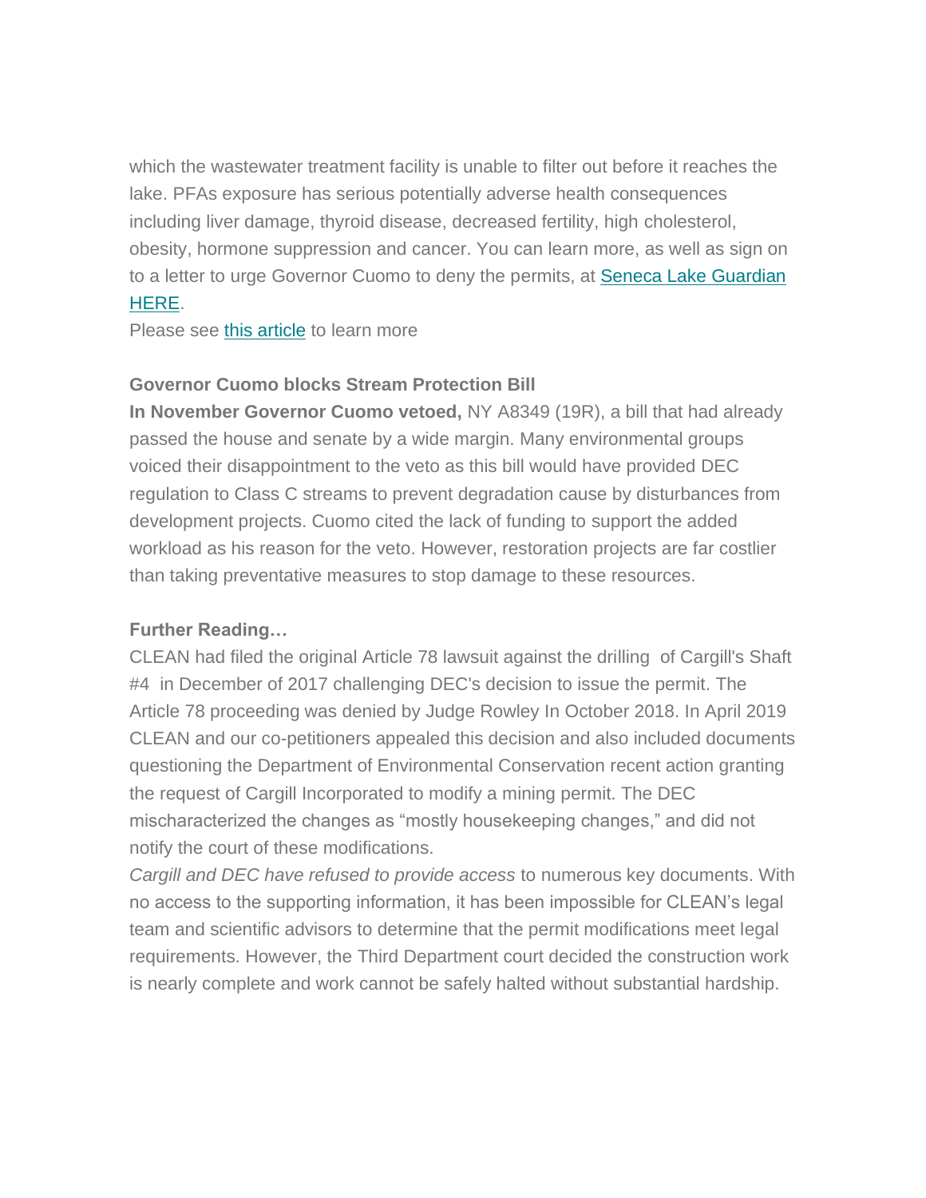which the wastewater treatment facility is unable to filter out before it reaches the lake. PFAs exposure has serious potentially adverse health consequences including liver damage, thyroid disease, decreased fertility, high cholesterol, obesity, hormone suppression and cancer. You can learn more, as well as sign on to a letter to urge Governor Cuomo to deny the permits, at [Seneca Lake Guardian HERE](#).
Please see [this article](#) to learn more

**Governor Cuomo blocks Stream Protection Bill**
**In November Governor Cuomo vetoed,** NY A8349 (19R), a bill that had already passed the house and senate by a wide margin. Many environmental groups voiced their disappointment to the veto as this bill would have provided DEC regulation to Class C streams to prevent degradation cause by disturbances from development projects. Cuomo cited the lack of funding to support the added workload as his reason for the veto. However, restoration projects are far costlier than taking preventative measures to stop damage to these resources.

**Further Reading…**
CLEAN had filed the original Article 78 lawsuit against the drilling of Cargill's Shaft #4 in December of 2017 challenging DEC's decision to issue the permit. The Article 78 proceeding was denied by Judge Rowley In October 2018. In April 2019 CLEAN and our co-petitioners appealed this decision and also included documents questioning the Department of Environmental Conservation recent action granting the request of Cargill Incorporated to modify a mining permit. The DEC mischaracterized the changes as "mostly housekeeping changes," and did not notify the court of these modifications.
*Cargill and DEC have refused to provide access* to numerous key documents. With no access to the supporting information, it has been impossible for CLEAN's legal team and scientific advisors to determine that the permit modifications meet legal requirements. However, the Third Department court decided the construction work is nearly complete and work cannot be safely halted without substantial hardship.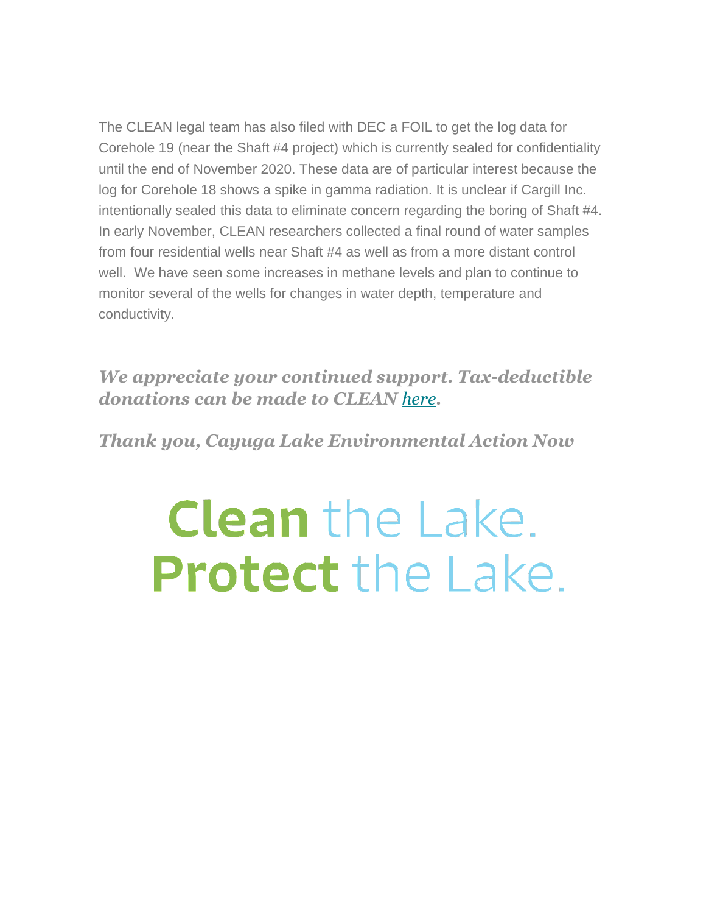The CLEAN legal team has also filed with DEC a FOIL to get the log data for Corehole 19 (near the Shaft #4 project) which is currently sealed for confidentiality until the end of November 2020. These data are of particular interest because the log for Corehole 18 shows a spike in gamma radiation. It is unclear if Cargill Inc. intentionally sealed this data to eliminate concern regarding the boring of Shaft #4. In early November, CLEAN researchers collected a final round of water samples from four residential wells near Shaft #4 as well as from a more distant control well. We have seen some increases in methane levels and plan to continue to monitor several of the wells for changes in water depth, temperature and conductivity.

***We appreciate your continued support. Tax-deductible donations can be made to CLEAN here.***

***Thank you, Cayuga Lake Environmental Action Now***

**Clean** the Lake.
**Protect** the Lake.